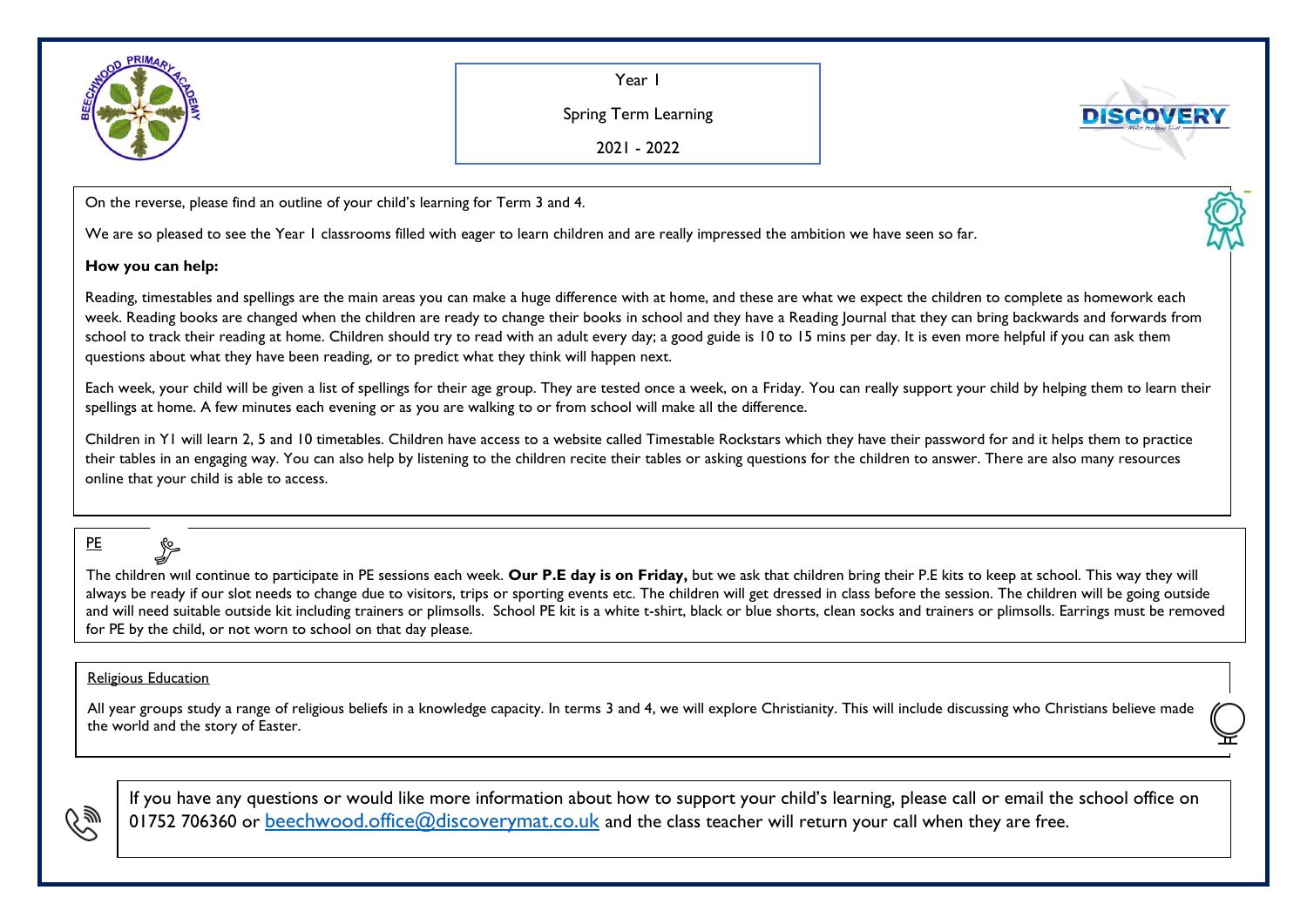Year 1

Spring Term Learning

2021 - 2022

On the reverse, please find an outline of your child's learning for Term 3 and 4.

We are so pleased to see the Year 1 classrooms filled with eager to learn children and are really impressed the ambition we have seen so far.

**How you can help:**

Reading, timestables and spellings are the main areas you can make a huge difference with at home, and these are what we expect the children to complete as homework each week. Reading books are changed when the children are ready to change their books in school and they have a Reading Journal that they can bring backwards and forwards from school to track their reading at home. Children should try to read with an adult every day; a good guide is 10 to 15 mins per day. It is even more helpful if you can ask them questions about what they have been reading, or to predict what they think will happen next.

Each week, your child will be given a list of spellings for their age group. They are tested once a week, on a Friday. You can really support your child by helping them to learn their spellings at home. A few minutes each evening or as you are walking to or from school will make all the difference.

Children in Y1 will learn 2, 5 and 10 timetables. Children have access to a website called Timestable Rockstars which they have their password for and it helps them to practice their tables in an engaging way. You can also help by listening to the children recite their tables or asking questions for the children to answer. There are also many resources online that your child is able to access.

## PE

The children will continue to participate in PE sessions each week. **Our P.E day is on Friday,** but we ask that children bring their P.E kits to keep at school. This way they will always be ready if our slot needs to change due to visitors, trips or sporting events etc. The children will get dressed in class before the session. The children will be going outside and will need suitable outside kit including trainers or plimsolls. School PE kit is a white t-shirt, black or blue shorts, clean socks and trainers or plimsolls. Earrings must be removed for PE by the child, or not worn to school on that day please.

## Religious Education

All year groups study a range of religious beliefs in a knowledge capacity. In terms 3 and 4, we will explore Christianity. This will include discussing who Christians believe made the world and the story of Easter.

If you have any questions or would like more information about how to support your child's learning, please call or email the school office on 01752 706360 or beechwood.office@discoverymat.co.uk and the class teacher will return your call when they are free.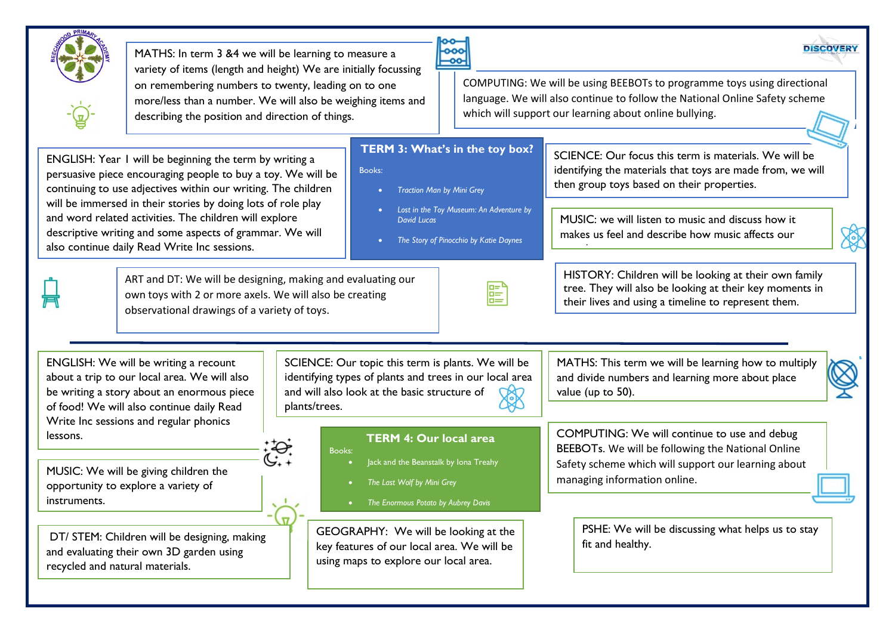MATHS: In term 3 &4 we will be learning to measure a variety of items (length and height) We are initially focussing on remembering numbers to twenty, leading on to one more/less than a number. We will also be weighing items and describing the position and direction of things.

COMPUTING: We will be using BEEBOTs to programme toys using directional language. We will also continue to follow the National Online Safety scheme which will support our learning about online bullying.

## TERM 3: What's in the toy box?

Books:

- *Traction Man by Mini Grey*
- *Lost in the Toy Museum: An Adventure by David Lucas*
- *The Story of Pinocchio by Katie Daynes*

ENGLISH: Year 1 will be beginning the term by writing a persuasive piece encouraging people to buy a toy. We will be continuing to use adjectives within our writing. The children will be immersed in their stories by doing lots of role play and word related activities. The children will explore descriptive writing and some aspects of grammar. We will also continue daily Read Write Inc sessions.

SCIENCE: Our focus this term is materials. We will be identifying the materials that toys are made from, we will then group toys based on their properties.

MUSIC: we will listen to music and discuss how it makes us feel and describe how music affects our

ART and DT: We will be designing, making and evaluating our own toys with 2 or more axels. We will also be creating observational drawings of a variety of toys.

HISTORY: Children will be looking at their own family tree. They will also be looking at their key moments in their lives and using a timeline to represent them.

---

## TERM 4: Our local area

Books:

- Jack and the Beanstalk by Iona Treahy
- *The Last Wolf by Mini Grey*
- *The Enormous Potato by Aubrey Davis*

ENGLISH: We will be writing a recount about a trip to our local area. We will also be writing a story about an enormous piece of food! We will also continue daily Read Write Inc sessions and regular phonics lessons.

SCIENCE: Our topic this term is plants. We will be identifying types of plants and trees in our local area and will also look at the basic structure of plants/trees.

MATHS: This term we will be learning how to multiply and divide numbers and learning more about place value (up to 50).

COMPUTING: We will continue to use and debug BEEBOTs. We will be following the National Online Safety scheme which will support our learning about managing information online.

MUSIC: We will be giving children the opportunity to explore a variety of instruments.

DT/ STEM: Children will be designing, making and evaluating their own 3D garden using recycled and natural materials.

GEOGRAPHY: We will be looking at the key features of our local area. We will be using maps to explore our local area.

PSHE: We will be discussing what helps us to stay fit and healthy.